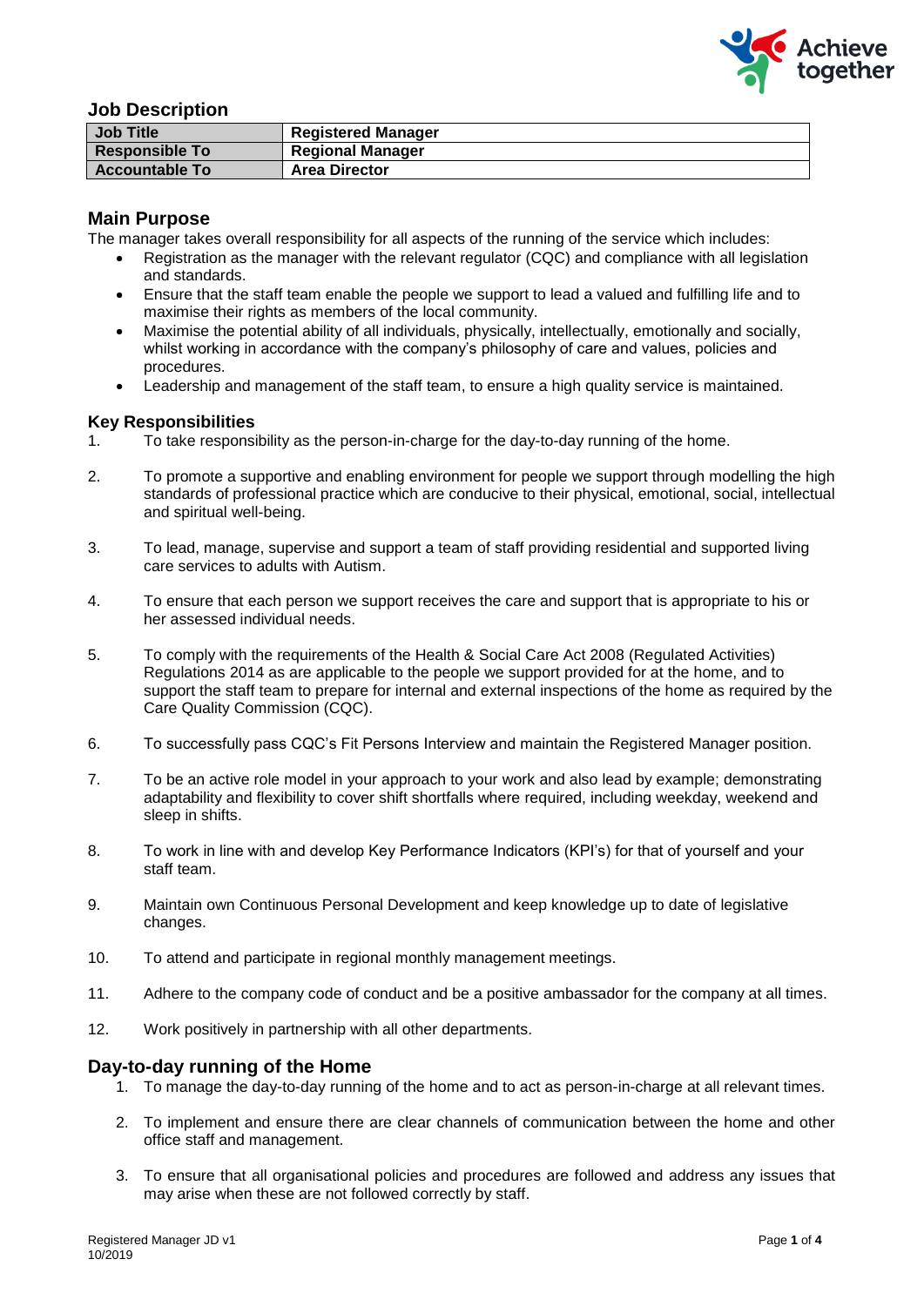## Job Description

| Job Title | Registered Manager |
|---|---|
| Responsible To | Regional Manager |
| Accountable To | Area Director |

## Main Purpose

The manager takes overall responsibility for all aspects of the running of the service which includes:

- Registration as the manager with the relevant regulator (CQC) and compliance with all legislation and standards.
- Ensure that the staff team enable the people we support to lead a valued and fulfilling life and to maximise their rights as members of the local community.
- Maximise the potential ability of all individuals, physically, intellectually, emotionally and socially, whilst working in accordance with the company's philosophy of care and values, policies and procedures.
- Leadership and management of the staff team, to ensure a high quality service is maintained.

### Key Responsibilities

1. To take responsibility as the person-in-charge for the day-to-day running of the home.
2. To promote a supportive and enabling environment for people we support through modelling the high standards of professional practice which are conducive to their physical, emotional, social, intellectual and spiritual well-being.
3. To lead, manage, supervise and support a team of staff providing residential and supported living care services to adults with Autism.
4. To ensure that each person we support receives the care and support that is appropriate to his or her assessed individual needs.
5. To comply with the requirements of the Health & Social Care Act 2008 (Regulated Activities) Regulations 2014 as are applicable to the people we support provided for at the home, and to support the staff team to prepare for internal and external inspections of the home as required by the Care Quality Commission (CQC).
6. To successfully pass CQC's Fit Persons Interview and maintain the Registered Manager position.
7. To be an active role model in your approach to your work and also lead by example; demonstrating adaptability and flexibility to cover shift shortfalls where required, including weekday, weekend and sleep in shifts.
8. To work in line with and develop Key Performance Indicators (KPI's) for that of yourself and your staff team.
9. Maintain own Continuous Personal Development and keep knowledge up to date of legislative changes.
10. To attend and participate in regional monthly management meetings.
11. Adhere to the company code of conduct and be a positive ambassador for the company at all times.
12. Work positively in partnership with all other departments.

## Day-to-day running of the Home

1. To manage the day-to-day running of the home and to act as person-in-charge at all relevant times.
2. To implement and ensure there are clear channels of communication between the home and other office staff and management.
3. To ensure that all organisational policies and procedures are followed and address any issues that may arise when these are not followed correctly by staff.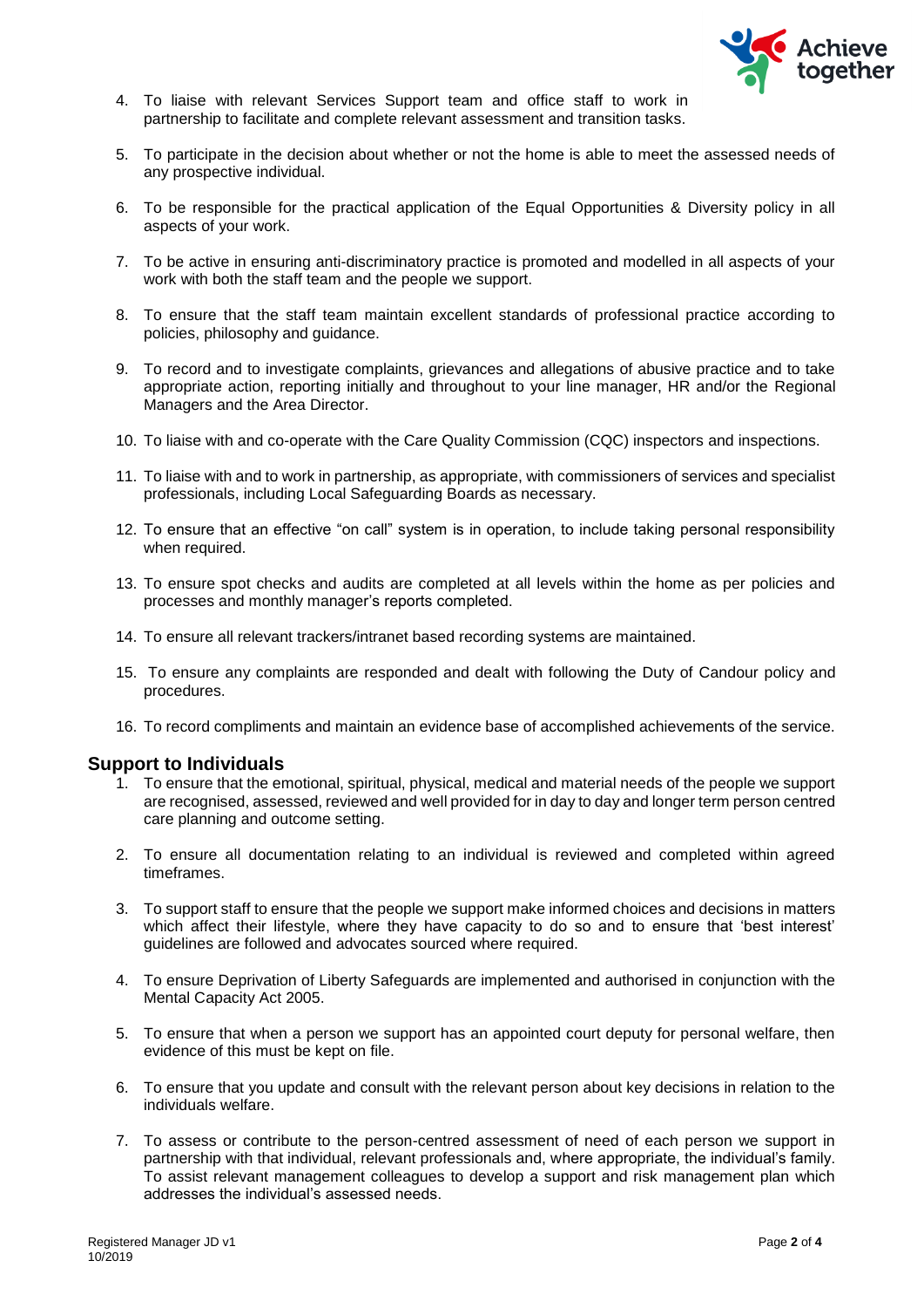4. To liaise with relevant Services Support team and office staff to work in partnership to facilitate and complete relevant assessment and transition tasks.

5. To participate in the decision about whether or not the home is able to meet the assessed needs of any prospective individual.

6. To be responsible for the practical application of the Equal Opportunities & Diversity policy in all aspects of your work.

7. To be active in ensuring anti-discriminatory practice is promoted and modelled in all aspects of your work with both the staff team and the people we support.

8. To ensure that the staff team maintain excellent standards of professional practice according to policies, philosophy and guidance.

9. To record and to investigate complaints, grievances and allegations of abusive practice and to take appropriate action, reporting initially and throughout to your line manager, HR and/or the Regional Managers and the Area Director.

10. To liaise with and co-operate with the Care Quality Commission (CQC) inspectors and inspections.

11. To liaise with and to work in partnership, as appropriate, with commissioners of services and specialist professionals, including Local Safeguarding Boards as necessary.

12. To ensure that an effective "on call" system is in operation, to include taking personal responsibility when required.

13. To ensure spot checks and audits are completed at all levels within the home as per policies and processes and monthly manager's reports completed.

14. To ensure all relevant trackers/intranet based recording systems are maintained.

15. To ensure any complaints are responded and dealt with following the Duty of Candour policy and procedures.

16. To record compliments and maintain an evidence base of accomplished achievements of the service.

## Support to Individuals

1. To ensure that the emotional, spiritual, physical, medical and material needs of the people we support are recognised, assessed, reviewed and well provided for in day to day and longer term person centred care planning and outcome setting.

2. To ensure all documentation relating to an individual is reviewed and completed within agreed timeframes.

3. To support staff to ensure that the people we support make informed choices and decisions in matters which affect their lifestyle, where they have capacity to do so and to ensure that 'best interest' guidelines are followed and advocates sourced where required.

4. To ensure Deprivation of Liberty Safeguards are implemented and authorised in conjunction with the Mental Capacity Act 2005.

5. To ensure that when a person we support has an appointed court deputy for personal welfare, then evidence of this must be kept on file.

6. To ensure that you update and consult with the relevant person about key decisions in relation to the individuals welfare.

7. To assess or contribute to the person-centred assessment of need of each person we support in partnership with that individual, relevant professionals and, where appropriate, the individual's family. To assist relevant management colleagues to develop a support and risk management plan which addresses the individual's assessed needs.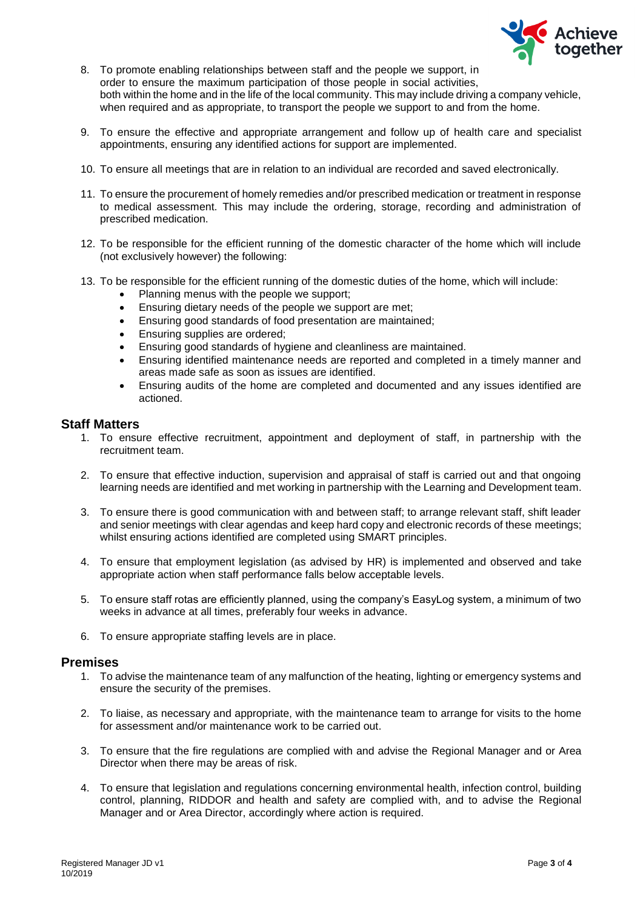8. To promote enabling relationships between staff and the people we support, in order to ensure the maximum participation of those people in social activities, both within the home and in the life of the local community. This may include driving a company vehicle, when required and as appropriate, to transport the people we support to and from the home.

9. To ensure the effective and appropriate arrangement and follow up of health care and specialist appointments, ensuring any identified actions for support are implemented.

10. To ensure all meetings that are in relation to an individual are recorded and saved electronically.

11. To ensure the procurement of homely remedies and/or prescribed medication or treatment in response to medical assessment. This may include the ordering, storage, recording and administration of prescribed medication.

12. To be responsible for the efficient running of the domestic character of the home which will include (not exclusively however) the following:

13. To be responsible for the efficient running of the domestic duties of the home, which will include:
    - Planning menus with the people we support;
    - Ensuring dietary needs of the people we support are met;
    - Ensuring good standards of food presentation are maintained;
    - Ensuring supplies are ordered;
    - Ensuring good standards of hygiene and cleanliness are maintained.
    - Ensuring identified maintenance needs are reported and completed in a timely manner and areas made safe as soon as issues are identified.
    - Ensuring audits of the home are completed and documented and any issues identified are actioned.

## Staff Matters

1. To ensure effective recruitment, appointment and deployment of staff, in partnership with the recruitment team.

2. To ensure that effective induction, supervision and appraisal of staff is carried out and that ongoing learning needs are identified and met working in partnership with the Learning and Development team.

3. To ensure there is good communication with and between staff; to arrange relevant staff, shift leader and senior meetings with clear agendas and keep hard copy and electronic records of these meetings; whilst ensuring actions identified are completed using SMART principles.

4. To ensure that employment legislation (as advised by HR) is implemented and observed and take appropriate action when staff performance falls below acceptable levels.

5. To ensure staff rotas are efficiently planned, using the company's EasyLog system, a minimum of two weeks in advance at all times, preferably four weeks in advance.

6. To ensure appropriate staffing levels are in place.

## Premises

1. To advise the maintenance team of any malfunction of the heating, lighting or emergency systems and ensure the security of the premises.

2. To liaise, as necessary and appropriate, with the maintenance team to arrange for visits to the home for assessment and/or maintenance work to be carried out.

3. To ensure that the fire regulations are complied with and advise the Regional Manager and or Area Director when there may be areas of risk.

4. To ensure that legislation and regulations concerning environmental health, infection control, building control, planning, RIDDOR and health and safety are complied with, and to advise the Regional Manager and or Area Director, accordingly where action is required.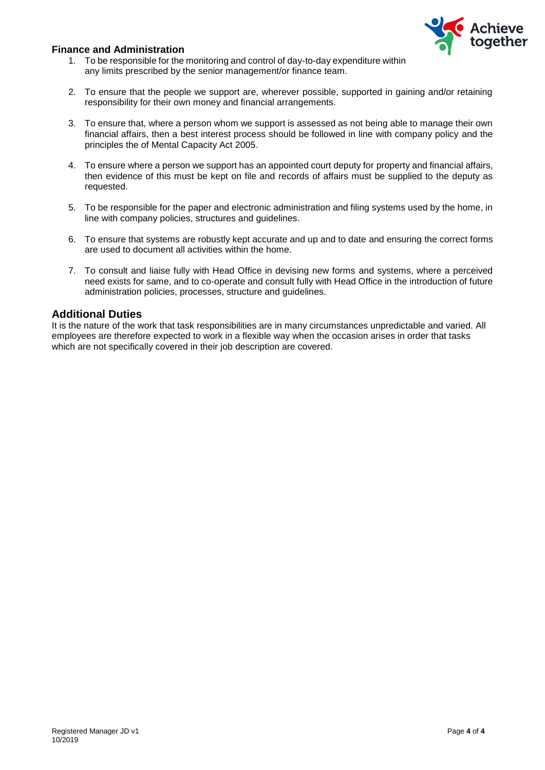### Finance and Administration

1. To be responsible for the monitoring and control of day-to-day expenditure within any limits prescribed by the senior management/or finance team.
2. To ensure that the people we support are, wherever possible, supported in gaining and/or retaining responsibility for their own money and financial arrangements.
3. To ensure that, where a person whom we support is assessed as not being able to manage their own financial affairs, then a best interest process should be followed in line with company policy and the principles the of Mental Capacity Act 2005.
4. To ensure where a person we support has an appointed court deputy for property and financial affairs, then evidence of this must be kept on file and records of affairs must be supplied to the deputy as requested.
5. To be responsible for the paper and electronic administration and filing systems used by the home, in line with company policies, structures and guidelines.
6. To ensure that systems are robustly kept accurate and up and to date and ensuring the correct forms are used to document all activities within the home.
7. To consult and liaise fully with Head Office in devising new forms and systems, where a perceived need exists for same, and to co-operate and consult fully with Head Office in the introduction of future administration policies, processes, structure and guidelines.

## Additional Duties

It is the nature of the work that task responsibilities are in many circumstances unpredictable and varied. All employees are therefore expected to work in a flexible way when the occasion arises in order that tasks which are not specifically covered in their job description are covered.